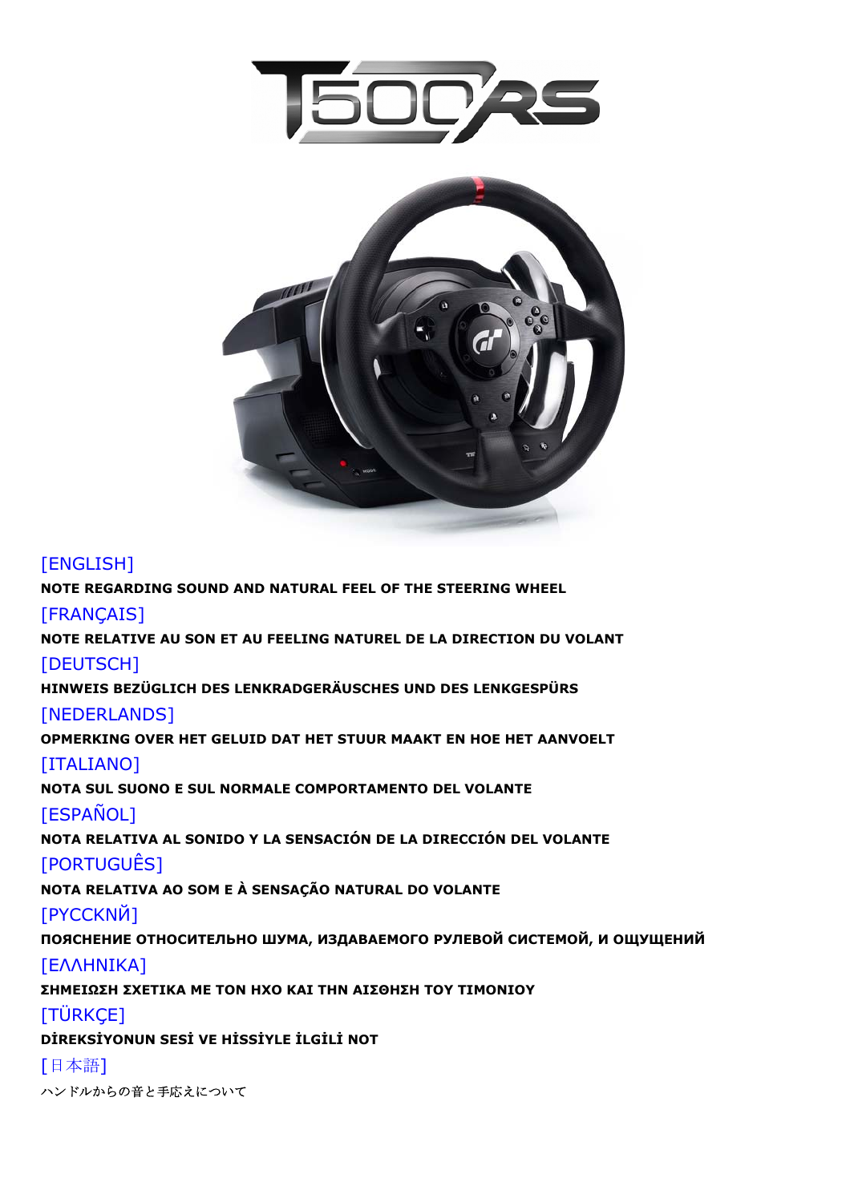# T500RS

[ENGLISH]

**NOTE REGARDING SOUND AND NATURAL FEEL OF THE STEERING WHEEL**

[FRANÇAIS]

**NOTE RELATIVE AU SON ET AU FEELING NATUREL DE LA DIRECTION DU VOLANT**

[DEUTSCH]

**HINWEIS BEZÜGLICH DES LENKRADGERÄUSCHES UND DES LENKGESPÜRS**

[NEDERLANDS]

**OPMERKING OVER HET GELUID DAT HET STUUR MAAKT EN HOE HET AANVOELT**

[ITALIANO]

**NOTA SUL SUONO E SUL NORMALE COMPORTAMENTO DEL VOLANTE**

[ESPAÑOL]

**NOTA RELATIVA AL SONIDO Y LA SENSACIÓN DE LA DIRECCIÓN DEL VOLANTE**

[PORTUGUÊS]

**NOTA RELATIVA AO SOM E À SENSAÇÃO NATURAL DO VOLANTE**

[РУССКИЙ]

**ПОЯСНЕНИЕ ОТНОСИТЕЛЬНО ШУМА, ИЗДАВАЕМОГО РУЛЕВОЙ СИСТЕМОЙ, И ОЩУЩЕНИЙ**

[ΕΛΛΗΝΙΚΑ]

**ΣΗΜΕΙΩΣΗ ΣΧΕΤΙΚΑ ΜΕ ΤΟΝ ΗΧΟ ΚΑΙ ΤΗΝ ΑΙΣΘΗΣΗ ΤΟΥ ΤΙΜΟΝΙΟΥ**

[TÜRKÇE]

**DİREKSİYONUN SESİ VE HİSSİYLE İLGİLİ NOT**

[日本語]

ハンドルからの音と手応えについて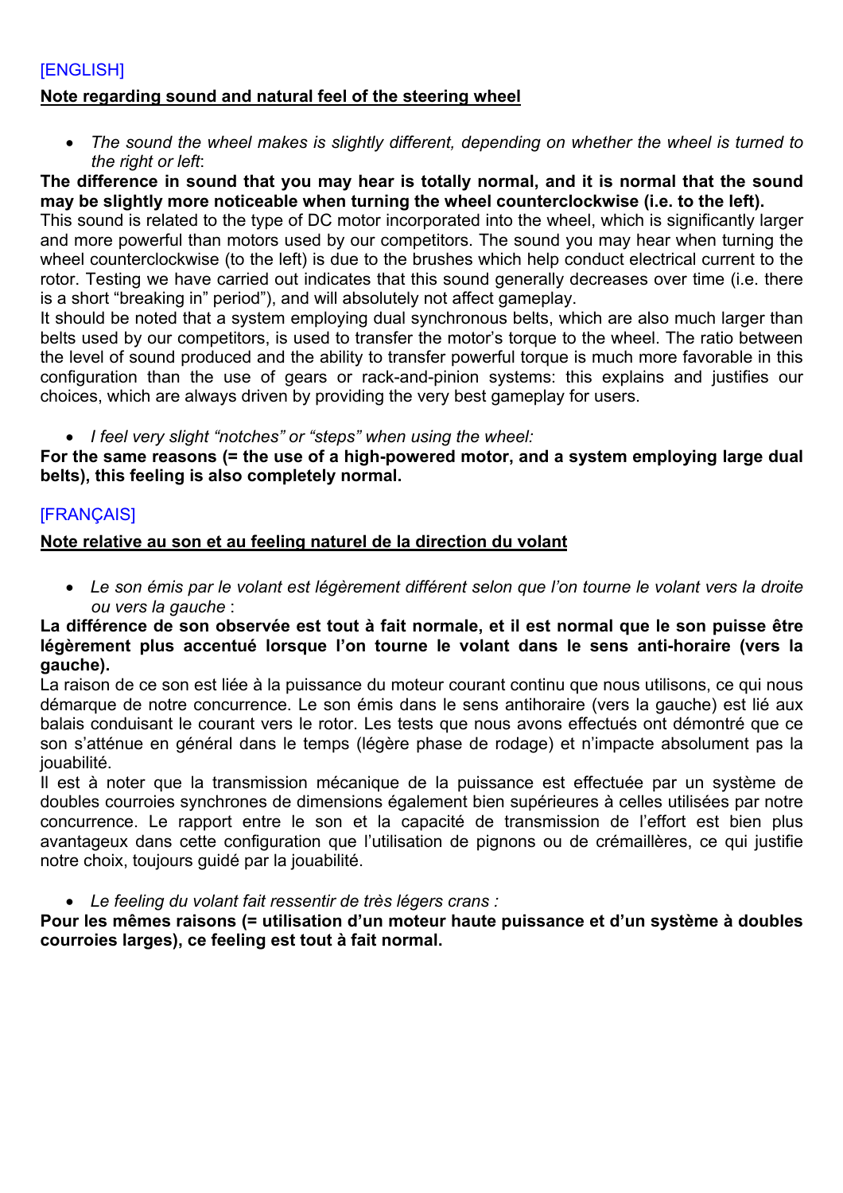[ENGLISH]

**Note regarding sound and natural feel of the steering wheel**

- *The sound the wheel makes is slightly different, depending on whether the wheel is turned to the right or left*:

**The difference in sound that you may hear is totally normal, and it is normal that the sound may be slightly more noticeable when turning the wheel counterclockwise (i.e. to the left).**

This sound is related to the type of DC motor incorporated into the wheel, which is significantly larger and more powerful than motors used by our competitors. The sound you may hear when turning the wheel counterclockwise (to the left) is due to the brushes which help conduct electrical current to the rotor. Testing we have carried out indicates that this sound generally decreases over time (i.e. there is a short "breaking in" period"), and will absolutely not affect gameplay.

It should be noted that a system employing dual synchronous belts, which are also much larger than belts used by our competitors, is used to transfer the motor's torque to the wheel. The ratio between the level of sound produced and the ability to transfer powerful torque is much more favorable in this configuration than the use of gears or rack-and-pinion systems: this explains and justifies our choices, which are always driven by providing the very best gameplay for users.

- *I feel very slight "notches" or "steps" when using the wheel:*

**For the same reasons (= the use of a high-powered motor, and a system employing large dual belts), this feeling is also completely normal.**

[FRANÇAIS]

**Note relative au son et au feeling naturel de la direction du volant**

- *Le son émis par le volant est légèrement différent selon que l'on tourne le volant vers la droite ou vers la gauche* :

**La différence de son observée est tout à fait normale, et il est normal que le son puisse être légèrement plus accentué lorsque l'on tourne le volant dans le sens anti-horaire (vers la gauche).**

La raison de ce son est liée à la puissance du moteur courant continu que nous utilisons, ce qui nous démarque de notre concurrence. Le son émis dans le sens antihoraire (vers la gauche) est lié aux balais conduisant le courant vers le rotor. Les tests que nous avons effectués ont démontré que ce son s'atténue en général dans le temps (légère phase de rodage) et n'impacte absolument pas la jouabilité.

Il est à noter que la transmission mécanique de la puissance est effectuée par un système de doubles courroies synchrones de dimensions également bien supérieures à celles utilisées par notre concurrence. Le rapport entre le son et la capacité de transmission de l'effort est bien plus avantageux dans cette configuration que l'utilisation de pignons ou de crémaillères, ce qui justifie notre choix, toujours guidé par la jouabilité.

- *Le feeling du volant fait ressentir de très légers crans :*

**Pour les mêmes raisons (= utilisation d'un moteur haute puissance et d'un système à doubles courroies larges), ce feeling est tout à fait normal.**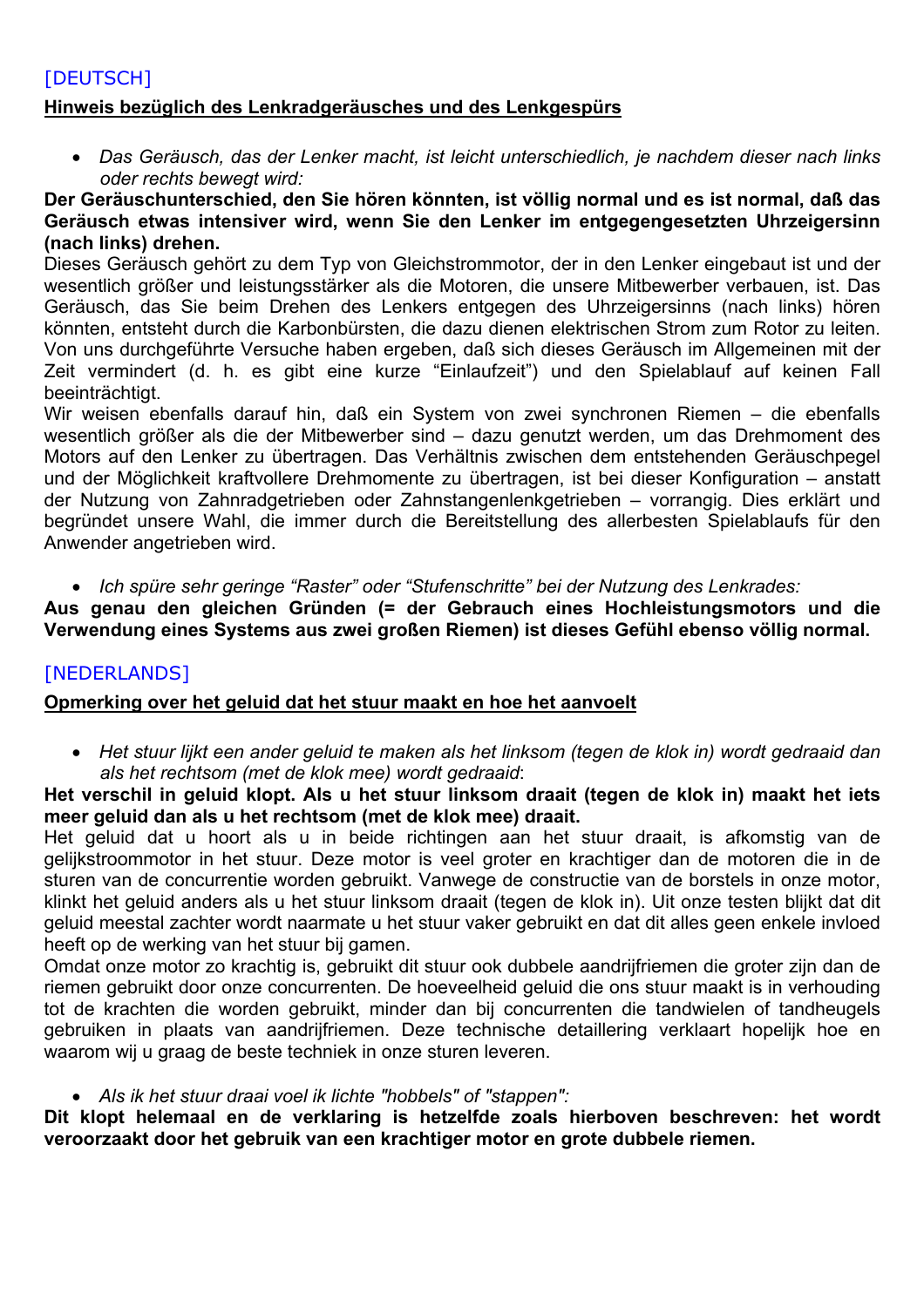## [DEUTSCH]

**Hinweis bezüglich des Lenkradgeräusches und des Lenkgespürs**

- *Das Geräusch, das der Lenker macht, ist leicht unterschiedlich, je nachdem dieser nach links oder rechts bewegt wird:*

**Der Geräuschunterschied, den Sie hören könnten, ist völlig normal und es ist normal, daß das Geräusch etwas intensiver wird, wenn Sie den Lenker im entgegengesetzten Uhrzeigersinn (nach links) drehen.**

Dieses Geräusch gehört zu dem Typ von Gleichstrommotor, der in den Lenker eingebaut ist und der wesentlich größer und leistungsstärker als die Motoren, die unsere Mitbewerber verbauen, ist. Das Geräusch, das Sie beim Drehen des Lenkers entgegen des Uhrzeigersinns (nach links) hören könnten, entsteht durch die Karbonbürsten, die dazu dienen elektrischen Strom zum Rotor zu leiten. Von uns durchgeführte Versuche haben ergeben, daß sich dieses Geräusch im Allgemeinen mit der Zeit vermindert (d. h. es gibt eine kurze "Einlaufzeit") und den Spielablauf auf keinen Fall beeinträchtigt.

Wir weisen ebenfalls darauf hin, daß ein System von zwei synchronen Riemen – die ebenfalls wesentlich größer als die der Mitbewerber sind – dazu genutzt werden, um das Drehmoment des Motors auf den Lenker zu übertragen. Das Verhältnis zwischen dem entstehenden Geräuschpegel und der Möglichkeit kraftvollere Drehmomente zu übertragen, ist bei dieser Konfiguration – anstatt der Nutzung von Zahnradgetrieben oder Zahnstangenlenkgetrieben – vorrangig. Dies erklärt und begründet unsere Wahl, die immer durch die Bereitstellung des allerbesten Spielablaufs für den Anwender angetrieben wird.

- *Ich spüre sehr geringe "Raster" oder "Stufenschritte" bei der Nutzung des Lenkrades:*

**Aus genau den gleichen Gründen (= der Gebrauch eines Hochleistungsmotors und die Verwendung eines Systems aus zwei großen Riemen) ist dieses Gefühl ebenso völlig normal.**

## [NEDERLANDS]

**Opmerking over het geluid dat het stuur maakt en hoe het aanvoelt**

- *Het stuur lijkt een ander geluid te maken als het linksom (tegen de klok in) wordt gedraaid dan als het rechtsom (met de klok mee) wordt gedraaid*:

**Het verschil in geluid klopt. Als u het stuur linksom draait (tegen de klok in) maakt het iets meer geluid dan als u het rechtsom (met de klok mee) draait.**

Het geluid dat u hoort als u in beide richtingen aan het stuur draait, is afkomstig van de gelijkstroommotor in het stuur. Deze motor is veel groter en krachtiger dan de motoren die in de sturen van de concurrentie worden gebruikt. Vanwege de constructie van de borstels in onze motor, klinkt het geluid anders als u het stuur linksom draait (tegen de klok in). Uit onze testen blijkt dat dit geluid meestal zachter wordt naarmate u het stuur vaker gebruikt en dat dit alles geen enkele invloed heeft op de werking van het stuur bij gamen.

Omdat onze motor zo krachtig is, gebruikt dit stuur ook dubbele aandrijfriemen die groter zijn dan de riemen gebruikt door onze concurrenten. De hoeveelheid geluid die ons stuur maakt is in verhouding tot de krachten die worden gebruikt, minder dan bij concurrenten die tandwielen of tandheugels gebruiken in plaats van aandrijfriemen. Deze technische detaillering verklaart hopelijk hoe en waarom wij u graag de beste techniek in onze sturen leveren.

- *Als ik het stuur draai voel ik lichte "hobbels" of "stappen":*

**Dit klopt helemaal en de verklaring is hetzelfde zoals hierboven beschreven: het wordt veroorzaakt door het gebruik van een krachtiger motor en grote dubbele riemen.**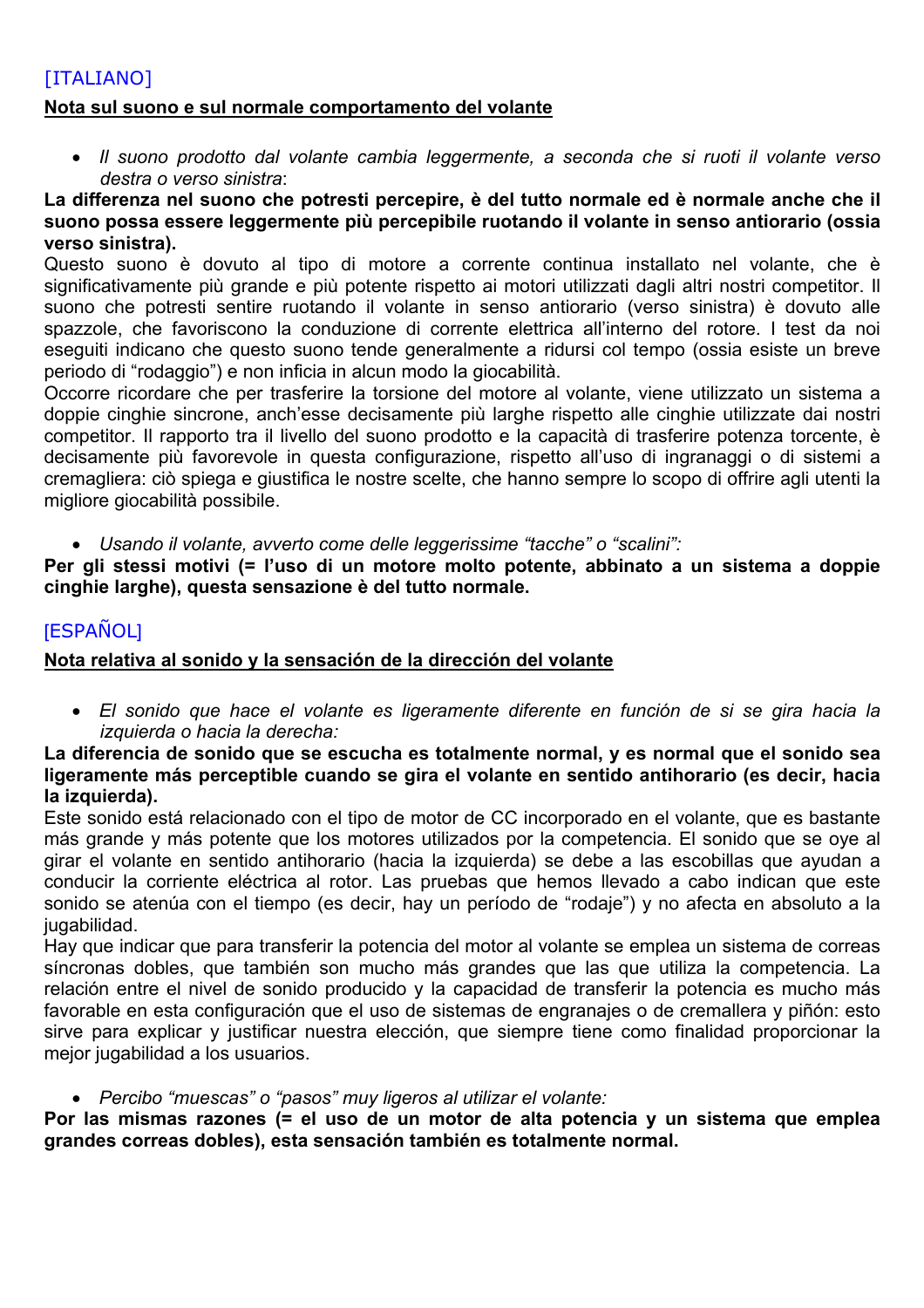[ITALIANO]

**Nota sul suono e sul normale comportamento del volante**

- *Il suono prodotto dal volante cambia leggermente, a seconda che si ruoti il volante verso destra o verso sinistra*:

**La differenza nel suono che potresti percepire, è del tutto normale ed è normale anche che il suono possa essere leggermente più percepibile ruotando il volante in senso antiorario (ossia verso sinistra).**

Questo suono è dovuto al tipo di motore a corrente continua installato nel volante, che è significativamente più grande e più potente rispetto ai motori utilizzati dagli altri nostri competitor. Il suono che potresti sentire ruotando il volante in senso antiorario (verso sinistra) è dovuto alle spazzole, che favoriscono la conduzione di corrente elettrica all'interno del rotore. I test da noi eseguiti indicano che questo suono tende generalmente a ridursi col tempo (ossia esiste un breve periodo di "rodaggio") e non inficia in alcun modo la giocabilità.

Occorre ricordare che per trasferire la torsione del motore al volante, viene utilizzato un sistema a doppie cinghie sincrone, anch'esse decisamente più larghe rispetto alle cinghie utilizzate dai nostri competitor. Il rapporto tra il livello del suono prodotto e la capacità di trasferire potenza torcente, è decisamente più favorevole in questa configurazione, rispetto all'uso di ingranaggi o di sistemi a cremagliera: ciò spiega e giustifica le nostre scelte, che hanno sempre lo scopo di offrire agli utenti la migliore giocabilità possibile.

- *Usando il volante, avverto come delle leggerissime "tacche" o "scalini":*

**Per gli stessi motivi (= l'uso di un motore molto potente, abbinato a un sistema a doppie cinghie larghe), questa sensazione è del tutto normale.**

[ESPAÑOL]

**Nota relativa al sonido y la sensación de la dirección del volante**

- *El sonido que hace el volante es ligeramente diferente en función de si se gira hacia la izquierda o hacia la derecha:*

**La diferencia de sonido que se escucha es totalmente normal, y es normal que el sonido sea ligeramente más perceptible cuando se gira el volante en sentido antihorario (es decir, hacia la izquierda).**

Este sonido está relacionado con el tipo de motor de CC incorporado en el volante, que es bastante más grande y más potente que los motores utilizados por la competencia. El sonido que se oye al girar el volante en sentido antihorario (hacia la izquierda) se debe a las escobillas que ayudan a conducir la corriente eléctrica al rotor. Las pruebas que hemos llevado a cabo indican que este sonido se atenúa con el tiempo (es decir, hay un período de "rodaje") y no afecta en absoluto a la jugabilidad.

Hay que indicar que para transferir la potencia del motor al volante se emplea un sistema de correas síncronas dobles, que también son mucho más grandes que las que utiliza la competencia. La relación entre el nivel de sonido producido y la capacidad de transferir la potencia es mucho más favorable en esta configuración que el uso de sistemas de engranajes o de cremallera y piñón: esto sirve para explicar y justificar nuestra elección, que siempre tiene como finalidad proporcionar la mejor jugabilidad a los usuarios.

- *Percibo "muescas" o "pasos" muy ligeros al utilizar el volante:*

**Por las mismas razones (= el uso de un motor de alta potencia y un sistema que emplea grandes correas dobles), esta sensación también es totalmente normal.**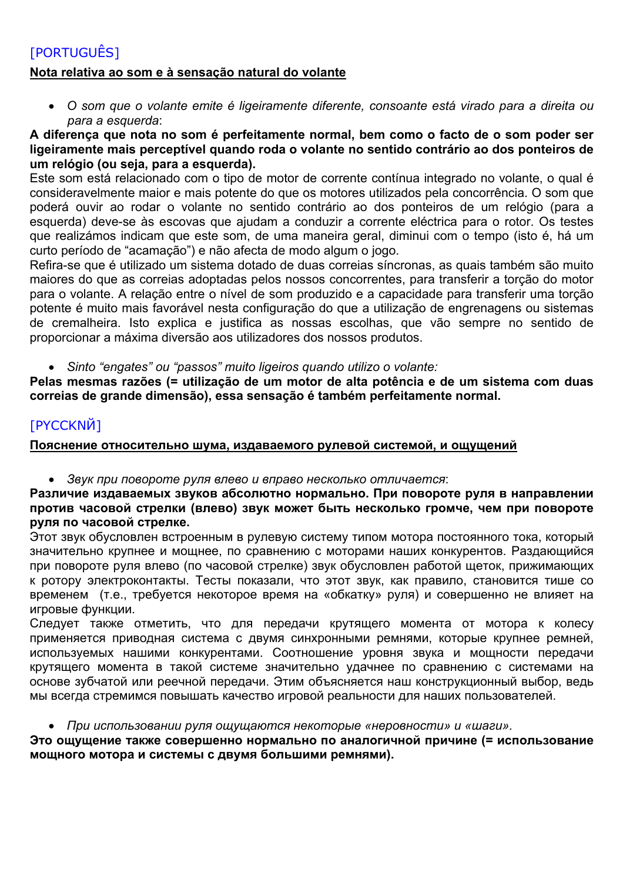[PORTUGUÊS]

**Nota relativa ao som e à sensação natural do volante**

- *O som que o volante emite é ligeiramente diferente, consoante está virado para a direita ou para a esquerda*:

**A diferença que nota no som é perfeitamente normal, bem como o facto de o som poder ser ligeiramente mais perceptível quando roda o volante no sentido contrário ao dos ponteiros de um relógio (ou seja, para a esquerda).**

Este som está relacionado com o tipo de motor de corrente contínua integrado no volante, o qual é consideravelmente maior e mais potente do que os motores utilizados pela concorrência. O som que poderá ouvir ao rodar o volante no sentido contrário ao dos ponteiros de um relógio (para a esquerda) deve-se às escovas que ajudam a conduzir a corrente eléctrica para o rotor. Os testes que realizámos indicam que este som, de uma maneira geral, diminui com o tempo (isto é, há um curto período de "acamação") e não afecta de modo algum o jogo.

Refira-se que é utilizado um sistema dotado de duas correias síncronas, as quais também são muito maiores do que as correias adoptadas pelos nossos concorrentes, para transferir a torção do motor para o volante. A relação entre o nível de som produzido e a capacidade para transferir uma torção potente é muito mais favorável nesta configuração do que a utilização de engrenagens ou sistemas de cremalheira. Isto explica e justifica as nossas escolhas, que vão sempre no sentido de proporcionar a máxima diversão aos utilizadores dos nossos produtos.

- *Sinto "engates" ou "passos" muito ligeiros quando utilizo o volante:*

**Pelas mesmas razões (= utilização de um motor de alta potência e de um sistema com duas correias de grande dimensão), essa sensação é também perfeitamente normal.**

[РУССКИЙ]

**Пояснение относительно шума, издаваемого рулевой системой, и ощущений**

- *Звук при повороте руля влево и вправо несколько отличается*:

**Различие издаваемых звуков абсолютно нормально. При повороте руля в направлении против часовой стрелки (влево) звук может быть несколько громче, чем при повороте руля по часовой стрелке.**

Этот звук обусловлен встроенным в рулевую систему типом мотора постоянного тока, который значительно крупнее и мощнее, по сравнению с моторами наших конкурентов. Раздающийся при повороте руля влево (по часовой стрелке) звук обусловлен работой щеток, прижимающих к ротору электроконтакты. Тесты показали, что этот звук, как правило, становится тише со временем (т.е., требуется некоторое время на «обкатку» руля) и совершенно не влияет на игровые функции.

Следует также отметить, что для передачи крутящего момента от мотора к колесу применяется приводная система с двумя синхронными ремнями, которые крупнее ремней, используемых нашими конкурентами. Соотношение уровня звука и мощности передачи крутящего момента в такой системе значительно удачнее по сравнению с системами на основе зубчатой или реечной передачи. Этим объясняется наш конструкционный выбор, ведь мы всегда стремимся повышать качество игровой реальности для наших пользователей.

- *При использовании руля ощущаются некоторые «неровности» и «шаги».*

**Это ощущение также совершенно нормально по аналогичной причине (= использование мощного мотора и системы с двумя большими ремнями).**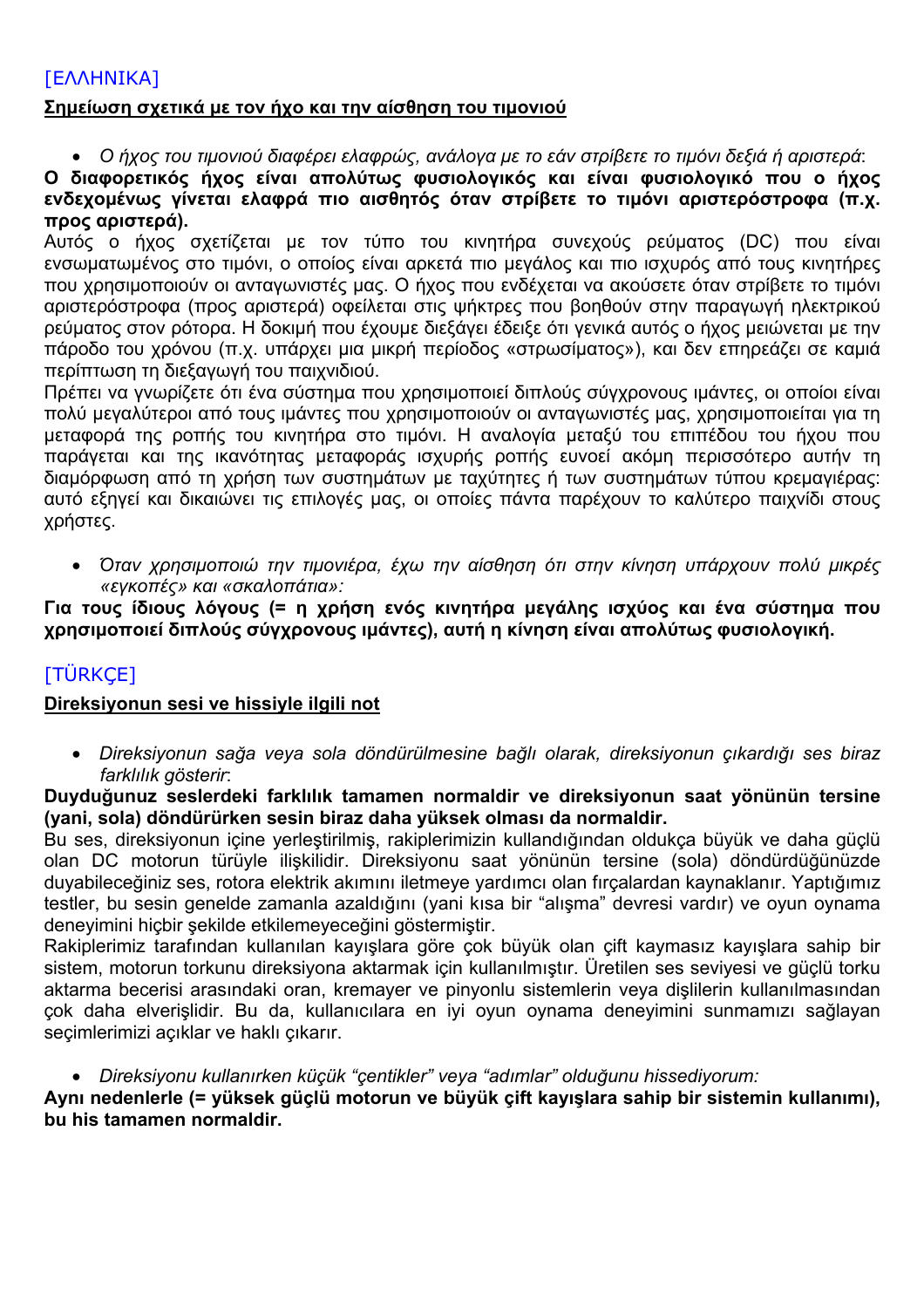## [ΕΛΛΗΝΙΚΑ]

**Σημείωση σχετικά με τον ήχο και την αίσθηση του τιμονιού**

- *Ο ήχος του τιμονιού διαφέρει ελαφρώς, ανάλογα με το εάν στρίβετε το τιμόνι δεξιά ή αριστερά*:

**Ο διαφορετικός ήχος είναι απολύτως φυσιολογικός και είναι φυσιολογικό που ο ήχος ενδεχομένως γίνεται ελαφρά πιο αισθητός όταν στρίβετε το τιμόνι αριστερόστροφα (π.χ. προς αριστερά).**

Αυτός ο ήχος σχετίζεται με τον τύπο του κινητήρα συνεχούς ρεύματος (DC) που είναι ενσωματωμένος στο τιμόνι, ο οποίος είναι αρκετά πιο μεγάλος και πιο ισχυρός από τους κινητήρες που χρησιμοποιούν οι ανταγωνιστές μας. Ο ήχος που ενδέχεται να ακούσετε όταν στρίβετε το τιμόνι αριστερόστροφα (προς αριστερά) οφείλεται στις ψήκτρες που βοηθούν στην παραγωγή ηλεκτρικού ρεύματος στον ρότορα. Η δοκιμή που έχουμε διεξάγει έδειξε ότι γενικά αυτός ο ήχος μειώνεται με την πάροδο του χρόνου (π.χ. υπάρχει μια μικρή περίοδος «στρωσίματος»), και δεν επηρεάζει σε καμιά περίπτωση τη διεξαγωγή του παιχνιδιού.

Πρέπει να γνωρίζετε ότι ένα σύστημα που χρησιμοποιεί διπλούς σύγχρονους ιμάντες, οι οποίοι είναι πολύ μεγαλύτεροι από τους ιμάντες που χρησιμοποιούν οι ανταγωνιστές μας, χρησιμοποιείται για τη μεταφορά της ροπής του κινητήρα στο τιμόνι. Η αναλογία μεταξύ του επιπέδου του ήχου που παράγεται και της ικανότητας μεταφοράς ισχυρής ροπής ευνοεί ακόμη περισσότερο αυτήν τη διαμόρφωση από τη χρήση των συστημάτων με ταχύτητες ή των συστημάτων τύπου κρεμαγιέρας: αυτό εξηγεί και δικαιώνει τις επιλογές μας, οι οποίες πάντα παρέχουν το καλύτερο παιχνίδι στους χρήστες.

- *Όταν χρησιμοποιώ την τιμονιέρα, έχω την αίσθηση ότι στην κίνηση υπάρχουν πολύ μικρές «εγκοπές» και «σκαλοπάτια»:*

**Για τους ίδιους λόγους (= η χρήση ενός κινητήρα μεγάλης ισχύος και ένα σύστημα που χρησιμοποιεί διπλούς σύγχρονους ιμάντες), αυτή η κίνηση είναι απολύτως φυσιολογική.**

## [TÜRKÇE]

**Direksiyonun sesi ve hissiyle ilgili not**

- *Direksiyonun sağa veya sola döndürülmesine bağlı olarak, direksiyonun çıkardığı ses biraz farklılık gösterir*:

**Duyduğunuz seslerdeki farklılık tamamen normaldir ve direksiyonun saat yönünün tersine (yani, sola) döndürürken sesin biraz daha yüksek olması da normaldir.**

Bu ses, direksiyonun içine yerleştirilmiş, rakiplerimizin kullandığından oldukça büyük ve daha güçlü olan DC motorun türüyle ilişkilidir. Direksiyonu saat yönünün tersine (sola) döndürdüğünüzde duyabileceğiniz ses, rotora elektrik akımını iletmeye yardımcı olan fırçalardan kaynaklanır. Yaptığımız testler, bu sesin genelde zamanla azaldığını (yani kısa bir "alışma" devresi vardır) ve oyun oynama deneyimini hiçbir şekilde etkilemeyeceğini göstermiştir.

Rakiplerimiz tarafından kullanılan kayışlara göre çok büyük olan çift kaymasız kayışlara sahip bir sistem, motorun torkunu direksiyona aktarmak için kullanılmıştır. Üretilen ses seviyesi ve güçlü torku aktarma becerisi arasındaki oran, kremayer ve pinyonlu sistemlerin veya dişlilerin kullanılmasından çok daha elverişlidir. Bu da, kullanıcılara en iyi oyun oynama deneyimini sunmamızı sağlayan seçimlerimizi açıklar ve haklı çıkarır.

- *Direksiyonu kullanırken küçük "çentikler" veya "adımlar" olduğunu hissediyorum:*

**Aynı nedenlerle (= yüksek güçlü motorun ve büyük çift kayışlara sahip bir sistemin kullanımı), bu his tamamen normaldir.**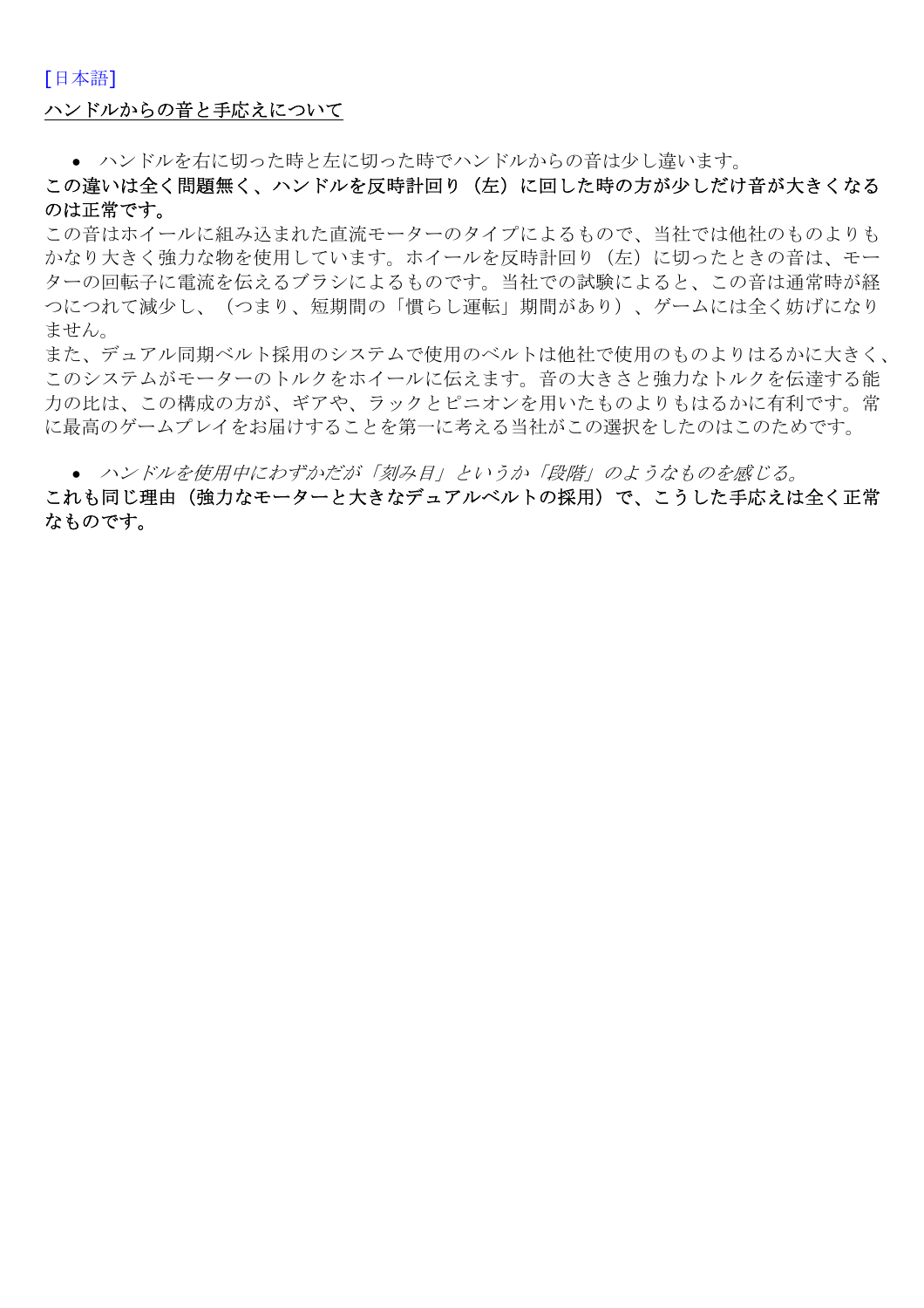[日本語]

<u>ハンドルからの音と手応えについて</u>

- ハンドルを右に切った時と左に切った時でハンドルからの音は少し違います。

**この違いは全く問題無く、ハンドルを反時計回り（左）に回した時の方が少しだけ音が大きくなるのは正常です。**

この音はホイールに組み込まれた直流モーターのタイプによるもので、当社では他社のものよりもかなり大きく強力な物を使用しています。ホイールを反時計回り（左）に切ったときの音は、モーターの回転子に電流を伝えるブラシによるものです。当社での試験によると、この音は通常時が経つにつれて減少し、（つまり、短期間の「慣らし運転」期間があり）、ゲームには全く妨げになりません。

また、デュアル同期ベルト採用のシステムで使用のベルトは他社で使用のものよりはるかに大きく、このシステムがモーターのトルクをホイールに伝えます。音の大きさと強力なトルクを伝達する能力の比は、この構成の方が、ギアや、ラックとピニオンを用いたものよりもはるかに有利です。常に最高のゲームプレイをお届けすることを第一に考える当社がこの選択をしたのはこのためです。

- *ハンドルを使用中にわずかだが「刻み目」というか「段階」のようなものを感じる。*

**これも同じ理由（強力なモーターと大きなデュアルベルトの採用）で、こうした手応えは全く正常なものです。**